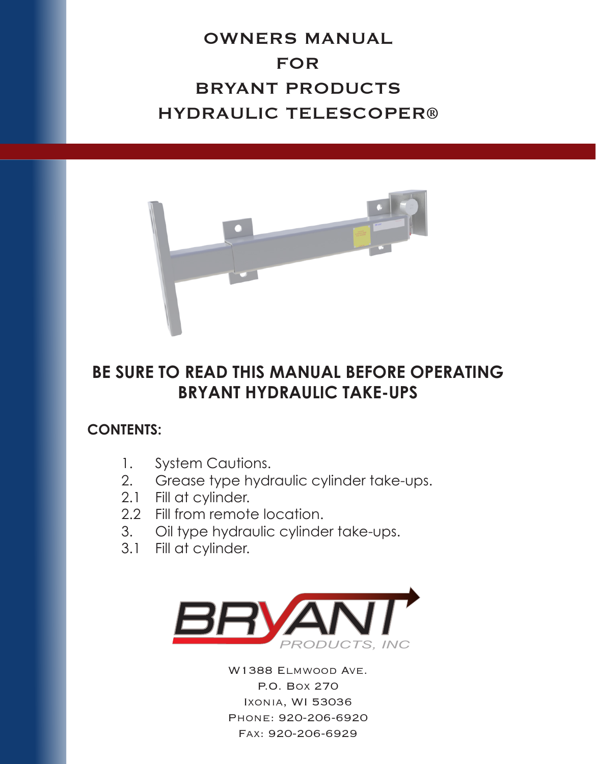# OWNERS MANUAL
# FOR
# BRYANT PRODUCTS
# HYDRAULIC TELESCOPER®

## BE SURE TO READ THIS MANUAL BEFORE OPERATING BRYANT HYDRAULIC TAKE-UPS

**CONTENTS:**

1. System Cautions.
2. Grease type hydraulic cylinder take-ups.
2.1 Fill at cylinder.
2.2 Fill from remote location.
3. Oil type hydraulic cylinder take-ups.
3.1 Fill at cylinder.

BRYANT PRODUCTS, INC

W1388 Elmwood Ave.
P.O. Box 270
Ixonia, WI 53036
Phone: 920-206-6920
Fax: 920-206-6929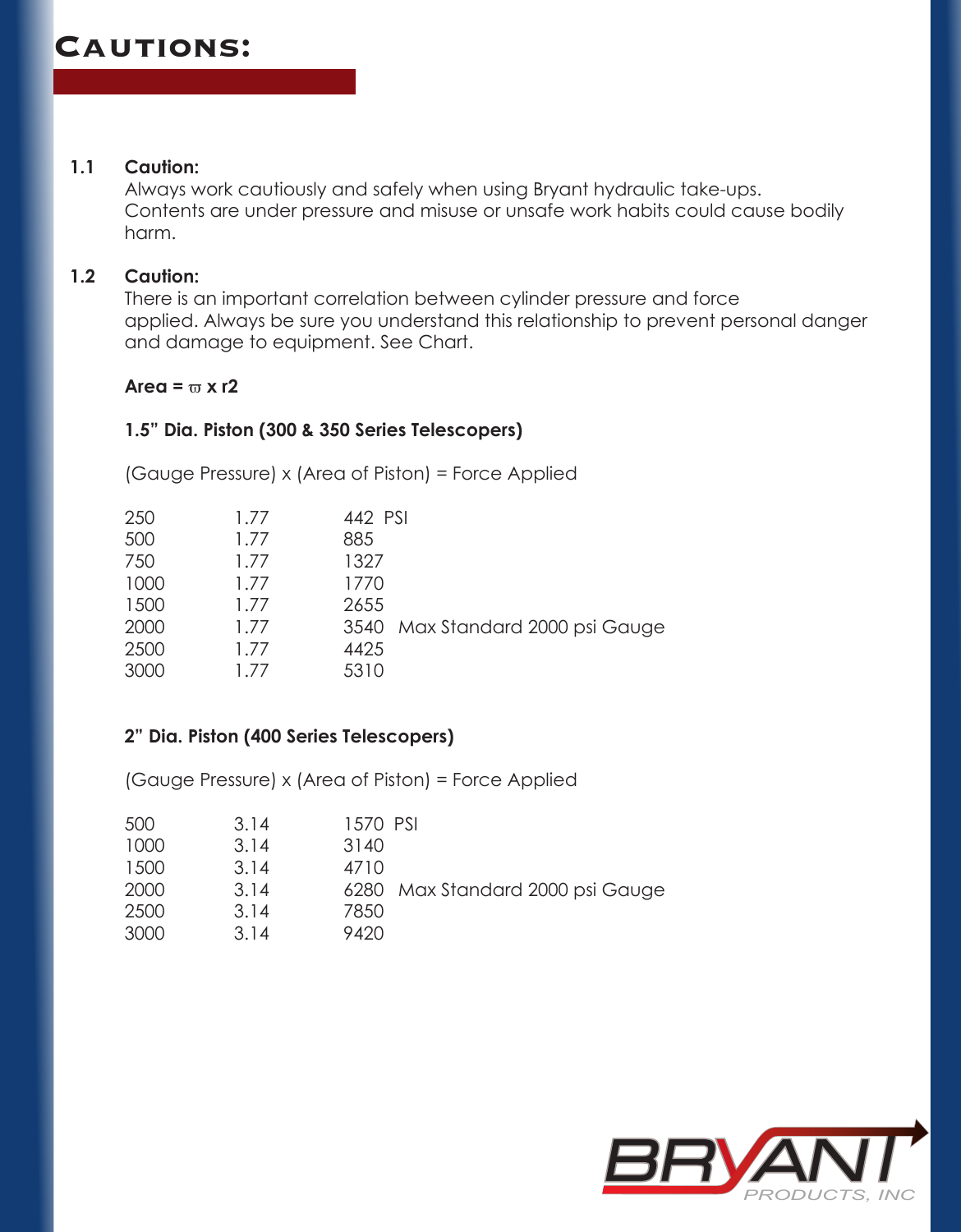# Cautions:

**1.1 Caution:**
Always work cautiously and safely when using Bryant hydraulic take-ups. Contents are under pressure and misuse or unsafe work habits could cause bodily harm.

**1.2 Caution:**
There is an important correlation between cylinder pressure and force applied. Always be sure you understand this relationship to prevent personal danger and damage to equipment. See Chart.

**Area = ϖ x r2**

**1.5" Dia. Piston (300 & 350 Series Telescopers)**

(Gauge Pressure) x (Area of Piston) = Force Applied

| | | |
|---|---|---|
| 250 | 1.77 | 442 PSI |
| 500 | 1.77 | 885 |
| 750 | 1.77 | 1327 |
| 1000 | 1.77 | 1770 |
| 1500 | 1.77 | 2655 |
| 2000 | 1.77 | 3540 Max Standard 2000 psi Gauge |
| 2500 | 1.77 | 4425 |
| 3000 | 1.77 | 5310 |

**2" Dia. Piston (400 Series Telescopers)**

(Gauge Pressure) x (Area of Piston) = Force Applied

| | | |
|---|---|---|
| 500 | 3.14 | 1570 PSI |
| 1000 | 3.14 | 3140 |
| 1500 | 3.14 | 4710 |
| 2000 | 3.14 | 6280 Max Standard 2000 psi Gauge |
| 2500 | 3.14 | 7850 |
| 3000 | 3.14 | 9420 |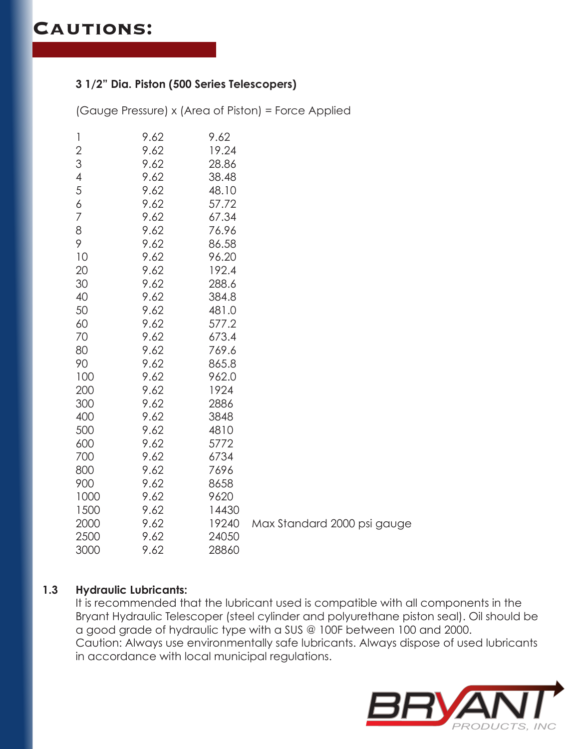# Cautions:

### 3 1/2” Dia. Piston (500 Series Telescopers)

(Gauge Pressure) x (Area of Piston) = Force Applied

| | | | |
|---|---|---|---|
| 1 | 9.62 | 9.62 | |
| 2 | 9.62 | 19.24 | |
| 3 | 9.62 | 28.86 | |
| 4 | 9.62 | 38.48 | |
| 5 | 9.62 | 48.10 | |
| 6 | 9.62 | 57.72 | |
| 7 | 9.62 | 67.34 | |
| 8 | 9.62 | 76.96 | |
| 9 | 9.62 | 86.58 | |
| 10 | 9.62 | 96.20 | |
| 20 | 9.62 | 192.4 | |
| 30 | 9.62 | 288.6 | |
| 40 | 9.62 | 384.8 | |
| 50 | 9.62 | 481.0 | |
| 60 | 9.62 | 577.2 | |
| 70 | 9.62 | 673.4 | |
| 80 | 9.62 | 769.6 | |
| 90 | 9.62 | 865.8 | |
| 100 | 9.62 | 962.0 | |
| 200 | 9.62 | 1924 | |
| 300 | 9.62 | 2886 | |
| 400 | 9.62 | 3848 | |
| 500 | 9.62 | 4810 | |
| 600 | 9.62 | 5772 | |
| 700 | 9.62 | 6734 | |
| 800 | 9.62 | 7696 | |
| 900 | 9.62 | 8658 | |
| 1000 | 9.62 | 9620 | |
| 1500 | 9.62 | 14430 | |
| 2000 | 9.62 | 19240 | Max Standard 2000 psi gauge |
| 2500 | 9.62 | 24050 | |
| 3000 | 9.62 | 28860 | |

**1.3 Hydraulic Lubricants:**

It is recommended that the lubricant used is compatible with all components in the Bryant Hydraulic Telescoper (steel cylinder and polyurethane piston seal). Oil should be a good grade of hydraulic type with a SUS @ 100F between 100 and 2000.
Caution: Always use environmentally safe lubricants. Always dispose of used lubricants in accordance with local municipal regulations.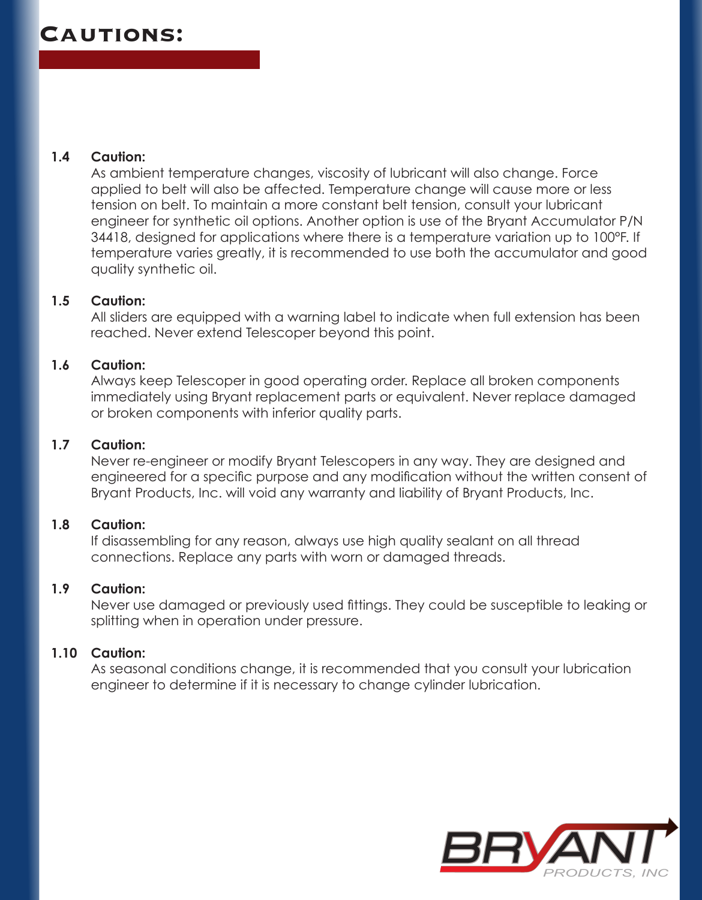# Cautions:

**1.4 Caution:**
As ambient temperature changes, viscosity of lubricant will also change. Force applied to belt will also be affected. Temperature change will cause more or less tension on belt. To maintain a more constant belt tension, consult your lubricant engineer for synthetic oil options. Another option is use of the Bryant Accumulator P/N 34418, designed for applications where there is a temperature variation up to 100°F. If temperature varies greatly, it is recommended to use both the accumulator and good quality synthetic oil.

**1.5 Caution:**
All sliders are equipped with a warning label to indicate when full extension has been reached. Never extend Telescoper beyond this point.

**1.6 Caution:**
Always keep Telescoper in good operating order. Replace all broken components immediately using Bryant replacement parts or equivalent. Never replace damaged or broken components with inferior quality parts.

**1.7 Caution:**
Never re-engineer or modify Bryant Telescopers in any way. They are designed and engineered for a specific purpose and any modification without the written consent of Bryant Products, Inc. will void any warranty and liability of Bryant Products, Inc.

**1.8 Caution:**
If disassembling for any reason, always use high quality sealant on all thread connections. Replace any parts with worn or damaged threads.

**1.9 Caution:**
Never use damaged or previously used fittings. They could be susceptible to leaking or splitting when in operation under pressure.

**1.10 Caution:**
As seasonal conditions change, it is recommended that you consult your lubrication engineer to determine if it is necessary to change cylinder lubrication.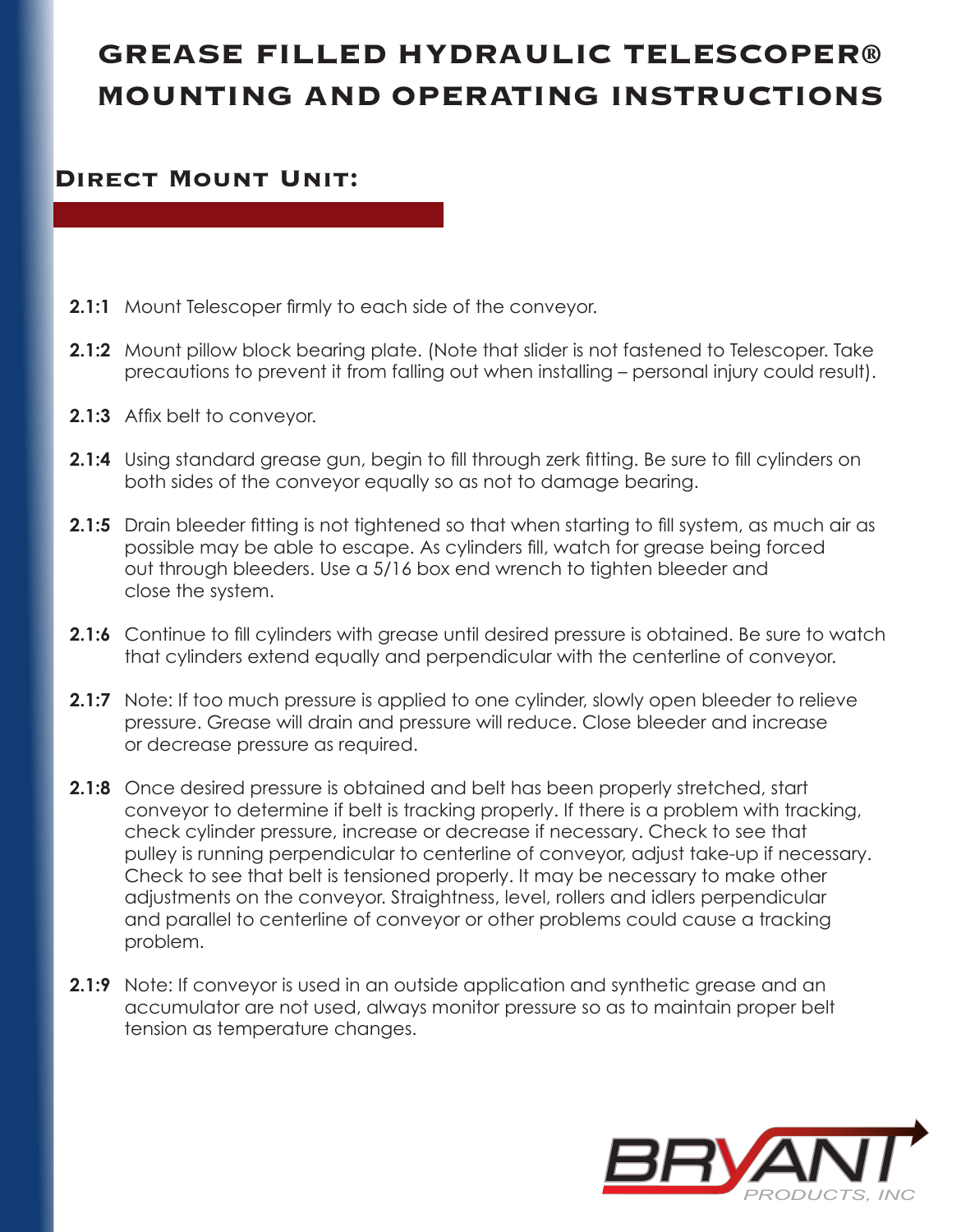# GREASE FILLED HYDRAULIC TELESCOPER® MOUNTING AND OPERATING INSTRUCTIONS

## Direct Mount Unit:

**2.1:1** Mount Telescoper firmly to each side of the conveyor.

**2.1:2** Mount pillow block bearing plate. (Note that slider is not fastened to Telescoper. Take precautions to prevent it from falling out when installing – personal injury could result).

**2.1:3** Affix belt to conveyor.

**2.1:4** Using standard grease gun, begin to fill through zerk fitting. Be sure to fill cylinders on both sides of the conveyor equally so as not to damage bearing.

**2.1:5** Drain bleeder fitting is not tightened so that when starting to fill system, as much air as possible may be able to escape. As cylinders fill, watch for grease being forced out through bleeders. Use a 5/16 box end wrench to tighten bleeder and close the system.

**2.1:6** Continue to fill cylinders with grease until desired pressure is obtained. Be sure to watch that cylinders extend equally and perpendicular with the centerline of conveyor.

**2.1:7** Note: If too much pressure is applied to one cylinder, slowly open bleeder to relieve pressure. Grease will drain and pressure will reduce. Close bleeder and increase or decrease pressure as required.

**2.1:8** Once desired pressure is obtained and belt has been properly stretched, start conveyor to determine if belt is tracking properly. If there is a problem with tracking, check cylinder pressure, increase or decrease if necessary. Check to see that pulley is running perpendicular to centerline of conveyor, adjust take-up if necessary. Check to see that belt is tensioned properly. It may be necessary to make other adjustments on the conveyor. Straightness, level, rollers and idlers perpendicular and parallel to centerline of conveyor or other problems could cause a tracking problem.

**2.1:9** Note: If conveyor is used in an outside application and synthetic grease and an accumulator are not used, always monitor pressure so as to maintain proper belt tension as temperature changes.

BRYANT PRODUCTS, INC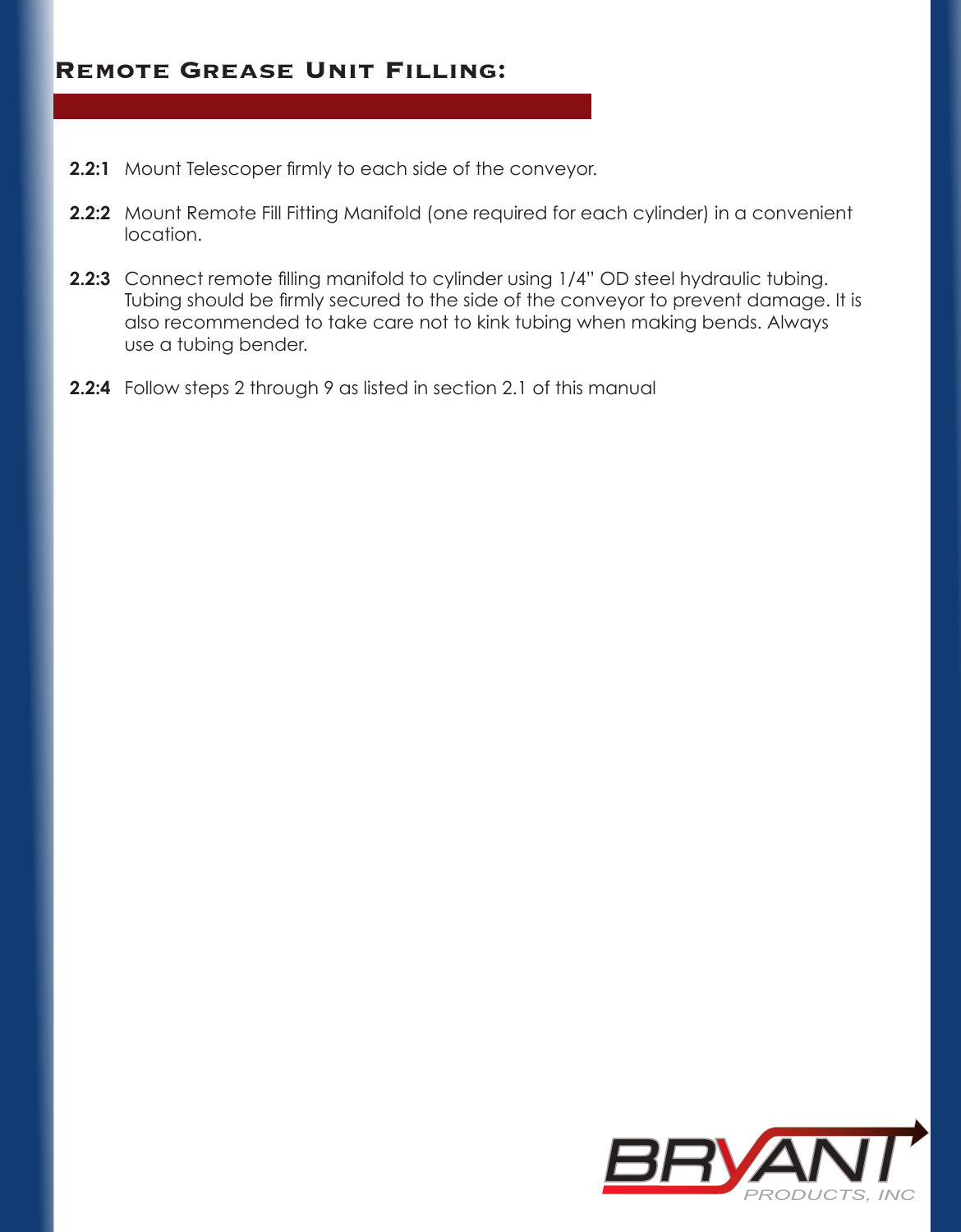## Remote Grease Unit Filling:

**2.2:1** Mount Telescoper firmly to each side of the conveyor.

**2.2:2** Mount Remote Fill Fitting Manifold (one required for each cylinder) in a convenient location.

**2.2:3** Connect remote filling manifold to cylinder using 1/4" OD steel hydraulic tubing. Tubing should be firmly secured to the side of the conveyor to prevent damage. It is also recommended to take care not to kink tubing when making bends. Always use a tubing bender.

**2.2:4** Follow steps 2 through 9 as listed in section 2.1 of this manual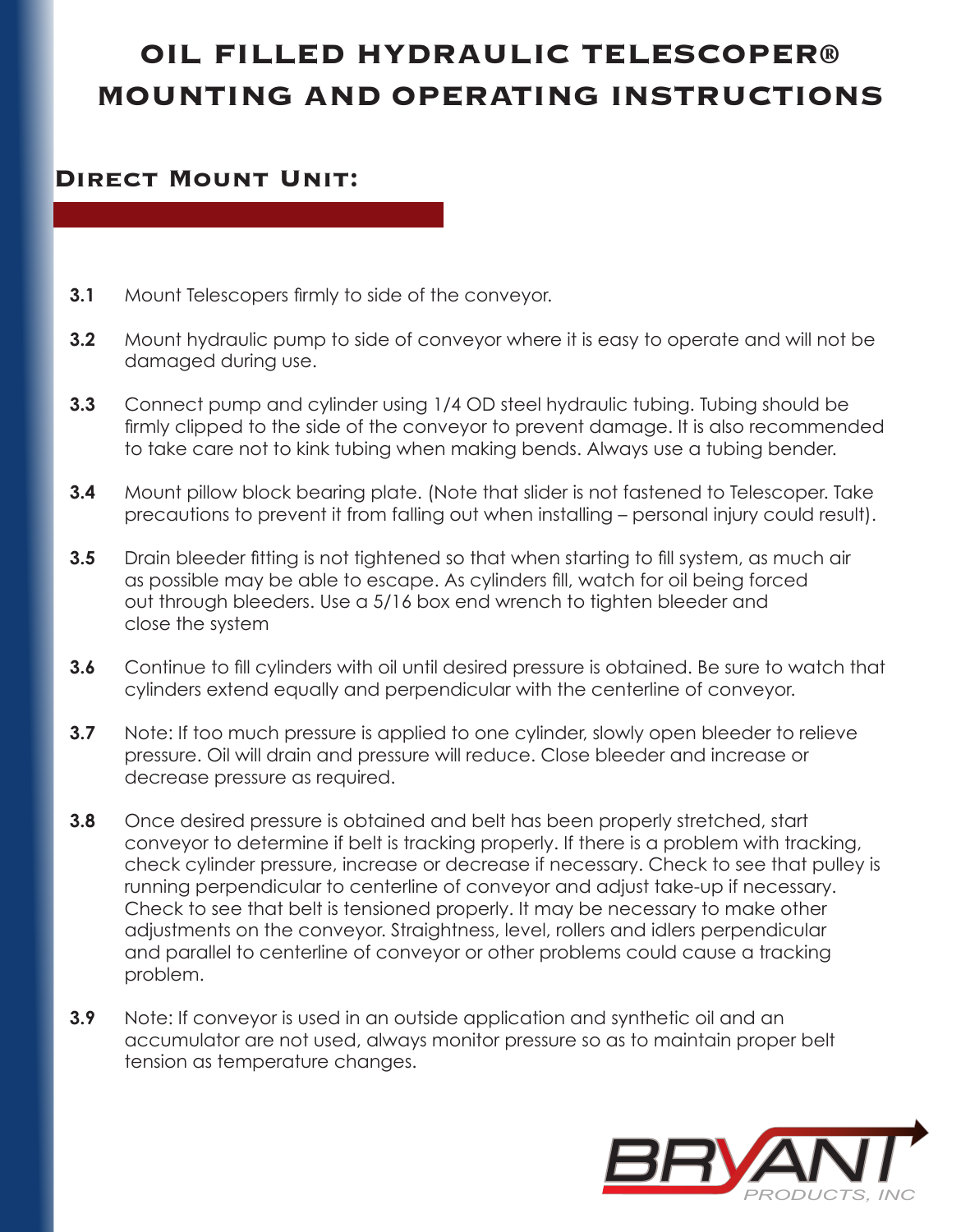# OIL FILLED HYDRAULIC TELESCOPER® MOUNTING AND OPERATING INSTRUCTIONS

## Direct Mount Unit:

**3.1** Mount Telescopers firmly to side of the conveyor.

**3.2** Mount hydraulic pump to side of conveyor where it is easy to operate and will not be damaged during use.

**3.3** Connect pump and cylinder using 1/4 OD steel hydraulic tubing. Tubing should be firmly clipped to the side of the conveyor to prevent damage. It is also recommended to take care not to kink tubing when making bends. Always use a tubing bender.

**3.4** Mount pillow block bearing plate. (Note that slider is not fastened to Telescoper. Take precautions to prevent it from falling out when installing – personal injury could result).

**3.5** Drain bleeder fitting is not tightened so that when starting to fill system, as much air as possible may be able to escape. As cylinders fill, watch for oil being forced out through bleeders. Use a 5/16 box end wrench to tighten bleeder and close the system

**3.6** Continue to fill cylinders with oil until desired pressure is obtained. Be sure to watch that cylinders extend equally and perpendicular with the centerline of conveyor.

**3.7** Note: If too much pressure is applied to one cylinder, slowly open bleeder to relieve pressure. Oil will drain and pressure will reduce. Close bleeder and increase or decrease pressure as required.

**3.8** Once desired pressure is obtained and belt has been properly stretched, start conveyor to determine if belt is tracking properly. If there is a problem with tracking, check cylinder pressure, increase or decrease if necessary. Check to see that pulley is running perpendicular to centerline of conveyor and adjust take-up if necessary. Check to see that belt is tensioned properly. It may be necessary to make other adjustments on the conveyor. Straightness, level, rollers and idlers perpendicular and parallel to centerline of conveyor or other problems could cause a tracking problem.

**3.9** Note: If conveyor is used in an outside application and synthetic oil and an accumulator are not used, always monitor pressure so as to maintain proper belt tension as temperature changes.

BRYANT PRODUCTS, INC